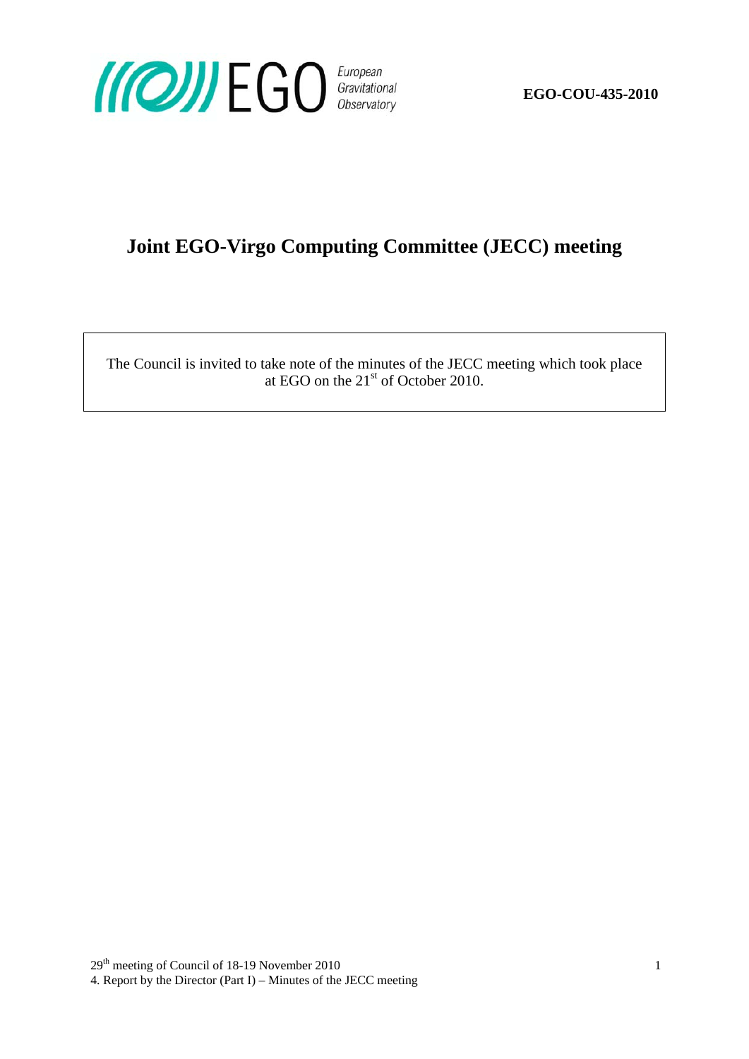EGO-COU-435-2010

# Joint EGO-Virgo Computing Committee (JECC) meeting

The Council is invited to take note of the minutes of the JECC meeting which took place at EGO on the 21st of October 2010.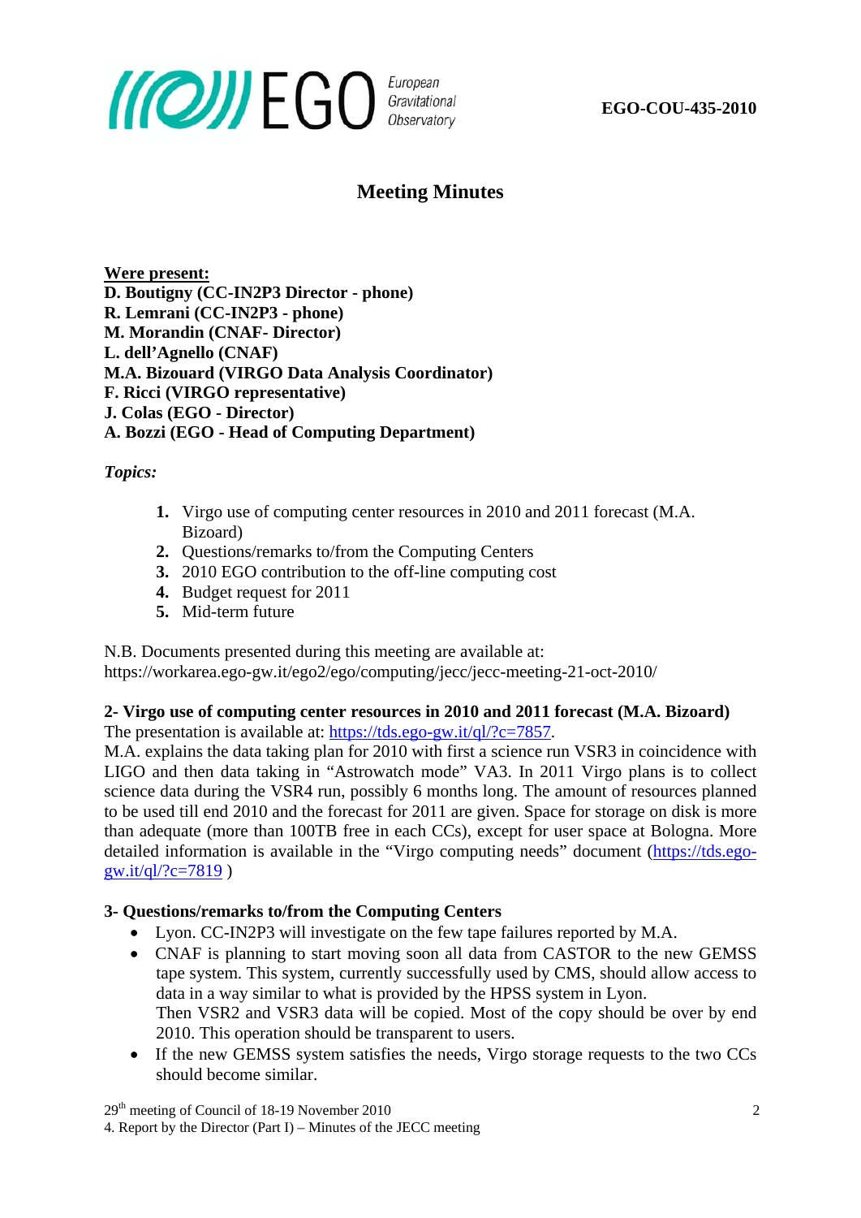EGO-COU-435-2010

# Meeting Minutes

**Were present:**
**D. Boutigny (CC-IN2P3 Director - phone)**
**R. Lemrani (CC-IN2P3 - phone)**
**M. Morandin (CNAF- Director)**
**L. dell'Agnello (CNAF)**
**M.A. Bizouard (VIRGO Data Analysis Coordinator)**
**F. Ricci (VIRGO representative)**
**J. Colas (EGO - Director)**
**A. Bozzi (EGO - Head of Computing Department)**

***Topics:***

1. Virgo use of computing center resources in 2010 and 2011 forecast (M.A. Bizoard)
2. Questions/remarks to/from the Computing Centers
3. 2010 EGO contribution to the off-line computing cost
4. Budget request for 2011
5. Mid-term future

N.B. Documents presented during this meeting are available at:
https://workarea.ego-gw.it/ego2/ego/computing/jecc/jecc-meeting-21-oct-2010/

**2- Virgo use of computing center resources in 2010 and 2011 forecast (M.A. Bizoard)**

The presentation is available at: https://tds.ego-gw.it/ql/?c=7857.

M.A. explains the data taking plan for 2010 with first a science run VSR3 in coincidence with LIGO and then data taking in "Astrowatch mode" VA3. In 2011 Virgo plans is to collect science data during the VSR4 run, possibly 6 months long. The amount of resources planned to be used till end 2010 and the forecast for 2011 are given. Space for storage on disk is more than adequate (more than 100TB free in each CCs), except for user space at Bologna. More detailed information is available in the "Virgo computing needs" document (https://tds.ego-gw.it/ql/?c=7819 )

**3- Questions/remarks to/from the Computing Centers**

- Lyon. CC-IN2P3 will investigate on the few tape failures reported by M.A.
- CNAF is planning to start moving soon all data from CASTOR to the new GEMSS tape system. This system, currently successfully used by CMS, should allow access to data in a way similar to what is provided by the HPSS system in Lyon.
  Then VSR2 and VSR3 data will be copied. Most of the copy should be over by end 2010. This operation should be transparent to users.
- If the new GEMSS system satisfies the needs, Virgo storage requests to the two CCs should become similar.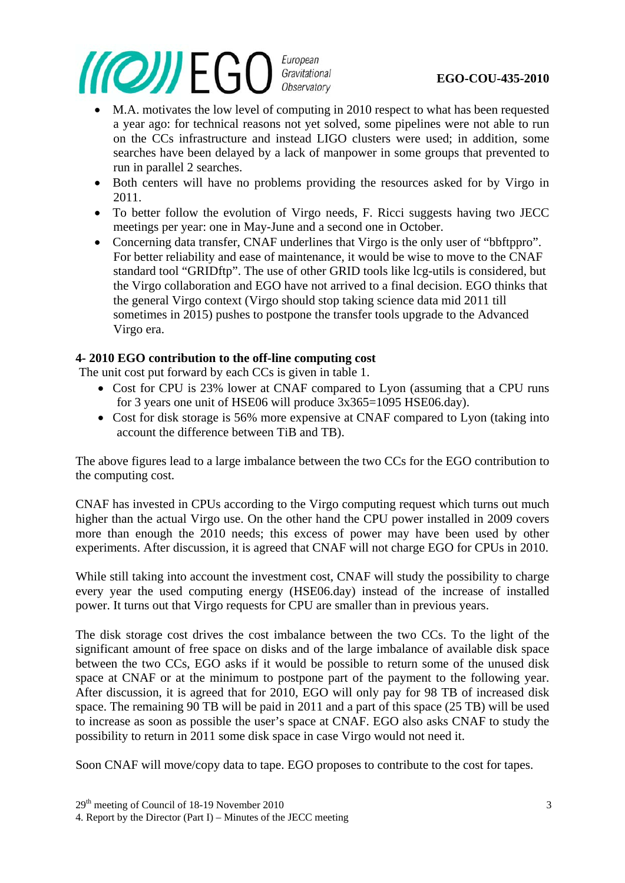- M.A. motivates the low level of computing in 2010 respect to what has been requested a year ago: for technical reasons not yet solved, some pipelines were not able to run on the CCs infrastructure and instead LIGO clusters were used; in addition, some searches have been delayed by a lack of manpower in some groups that prevented to run in parallel 2 searches.
- Both centers will have no problems providing the resources asked for by Virgo in 2011.
- To better follow the evolution of Virgo needs, F. Ricci suggests having two JECC meetings per year: one in May-June and a second one in October.
- Concerning data transfer, CNAF underlines that Virgo is the only user of "bbftppro". For better reliability and ease of maintenance, it would be wise to move to the CNAF standard tool "GRIDftp". The use of other GRID tools like lcg-utils is considered, but the Virgo collaboration and EGO have not arrived to a final decision. EGO thinks that the general Virgo context (Virgo should stop taking science data mid 2011 till sometimes in 2015) pushes to postpone the transfer tools upgrade to the Advanced Virgo era.

**4- 2010 EGO contribution to the off-line computing cost**

The unit cost put forward by each CCs is given in table 1.

- Cost for CPU is 23% lower at CNAF compared to Lyon (assuming that a CPU runs for 3 years one unit of HSE06 will produce 3x365=1095 HSE06.day).
- Cost for disk storage is 56% more expensive at CNAF compared to Lyon (taking into account the difference between TiB and TB).

The above figures lead to a large imbalance between the two CCs for the EGO contribution to the computing cost.

CNAF has invested in CPUs according to the Virgo computing request which turns out much higher than the actual Virgo use. On the other hand the CPU power installed in 2009 covers more than enough the 2010 needs; this excess of power may have been used by other experiments. After discussion, it is agreed that CNAF will not charge EGO for CPUs in 2010.

While still taking into account the investment cost, CNAF will study the possibility to charge every year the used computing energy (HSE06.day) instead of the increase of installed power. It turns out that Virgo requests for CPU are smaller than in previous years.

The disk storage cost drives the cost imbalance between the two CCs. To the light of the significant amount of free space on disks and of the large imbalance of available disk space between the two CCs, EGO asks if it would be possible to return some of the unused disk space at CNAF or at the minimum to postpone part of the payment to the following year. After discussion, it is agreed that for 2010, EGO will only pay for 98 TB of increased disk space. The remaining 90 TB will be paid in 2011 and a part of this space (25 TB) will be used to increase as soon as possible the user's space at CNAF. EGO also asks CNAF to study the possibility to return in 2011 some disk space in case Virgo would not need it.

Soon CNAF will move/copy data to tape. EGO proposes to contribute to the cost for tapes.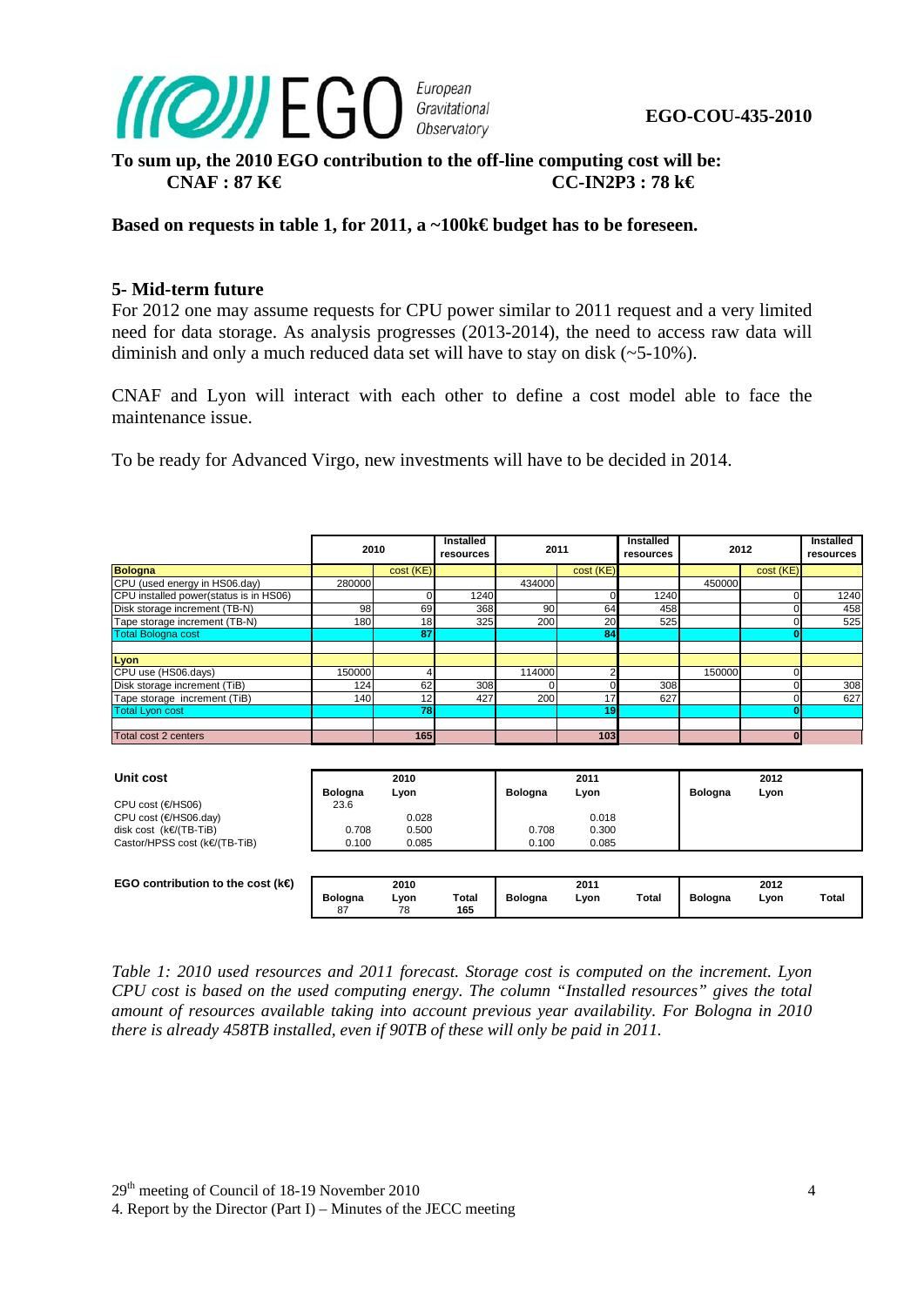**To sum up, the 2010 EGO contribution to the off-line computing cost will be:**
**CNAF : 87 K€ CC-IN2P3 : 78 k€**

**Based on requests in table 1, for 2011, a ~100k€ budget has to be foreseen.**

## 5- Mid-term future

For 2012 one may assume requests for CPU power similar to 2011 request and a very limited need for data storage. As analysis progresses (2013-2014), the need to access raw data will diminish and only a much reduced data set will have to stay on disk (~5-10%).

CNAF and Lyon will interact with each other to define a cost model able to face the maintenance issue.

To be ready for Advanced Virgo, new investments will have to be decided in 2014.

| | 2010 | | Installed resources | 2011 | | Installed resources | 2012 | | Installed resources |
|---|---|---|---|---|---|---|---|---|---|
| **Bologna** | | cost (KE) | | | cost (KE) | | | cost (KE) | |
| CPU (used energy in HS06.day) | 280000 | | | 434000 | | | 450000 | | |
| CPU installed power(status is in HS06) | | 0 | 1240 | | 0 | 1240 | | 0 | 1240 |
| Disk storage increment (TB-N) | 98 | 69 | 368 | 90 | 64 | 458 | | 0 | 458 |
| Tape storage increment (TB-N) | 180 | 18 | 325 | 200 | 20 | 525 | | 0 | 525 |
| Total Bologna cost | | 87 | | | 84 | | | 0 | |
| | | | | | | | | | |
| **Lyon** | | | | | | | | | |
| CPU use (HS06.days) | 150000 | 4 | | 114000 | 2 | | 150000 | 0 | |
| Disk storage increment (TiB) | 124 | 62 | 308 | 0 | 0 | 308 | | 0 | 308 |
| Tape storage increment (TiB) | 140 | 12 | 427 | 200 | 17 | 627 | | 0 | 627 |
| Total Lyon cost | | 78 | | | 19 | | | 0 | |
| | | | | | | | | | |
| Total cost 2 centers | | 165 | | | 103 | | | 0 | |

| **Unit cost** | 2010 | | 2011 | | 2012 | |
|---|---|---|---|---|---|---|
| | **Bologna** | **Lyon** | **Bologna** | **Lyon** | **Bologna** | **Lyon** |
| CPU cost (€/HS06) | 23.6 | | | | | |
| CPU cost (€/HS06.day) | | 0.028 | | 0.018 | | |
| disk cost (k€/(TB-TiB) | 0.708 | 0.500 | 0.708 | 0.300 | | |
| Castor/HPSS cost (k€/(TB-TiB) | 0.100 | 0.085 | 0.100 | 0.085 | | |

| **EGO contribution to the cost (k€)** | 2010 | | | 2011 | | | 2012 | | |
|---|---|---|---|---|---|---|---|---|---|
| | **Bologna** | **Lyon** | **Total** | **Bologna** | **Lyon** | **Total** | **Bologna** | **Lyon** | **Total** |
| | 87 | 78 | **165** | | | | | | |

*Table 1: 2010 used resources and 2011 forecast. Storage cost is computed on the increment. Lyon CPU cost is based on the used computing energy. The column "Installed resources" gives the total amount of resources available taking into account previous year availability. For Bologna in 2010 there is already 458TB installed, even if 90TB of these will only be paid in 2011.*